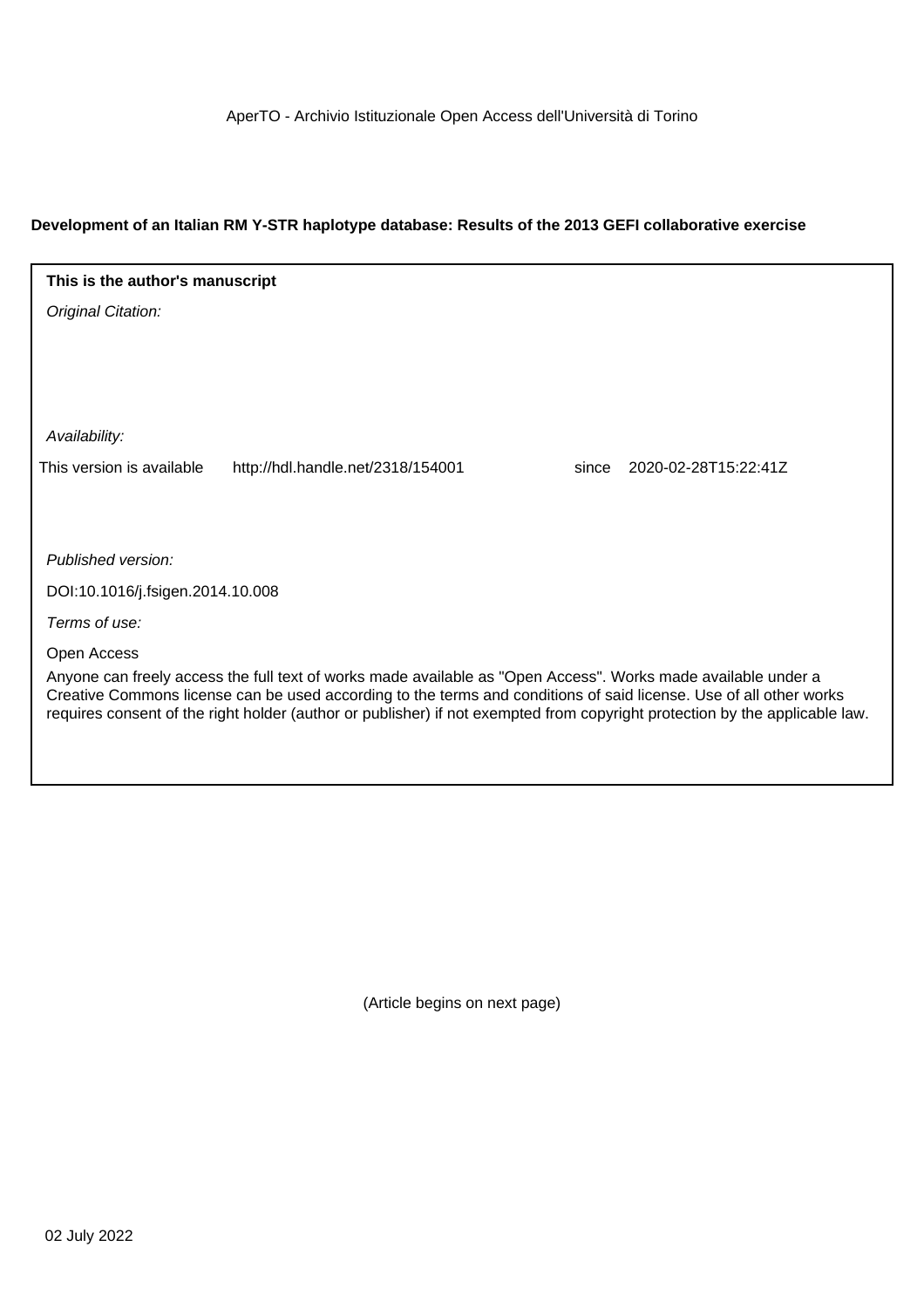AperTO - Archivio Istituzionale Open Access dell'Università di Torino

**Development of an Italian RM Y-STR haplotype database: Results of the 2013 GEFI collaborative exercise**

**This is the author's manuscript**

*Original Citation:*

*Availability:*

This version is available http://hdl.handle.net/2318/154001 since 2020-02-28T15:22:41Z

*Published version:*

DOI:10.1016/j.fsigen.2014.10.008

*Terms of use:*

Open Access

Anyone can freely access the full text of works made available as "Open Access". Works made available under a Creative Commons license can be used according to the terms and conditions of said license. Use of all other works requires consent of the right holder (author or publisher) if not exempted from copyright protection by the applicable law.

(Article begins on next page)

02 July 2022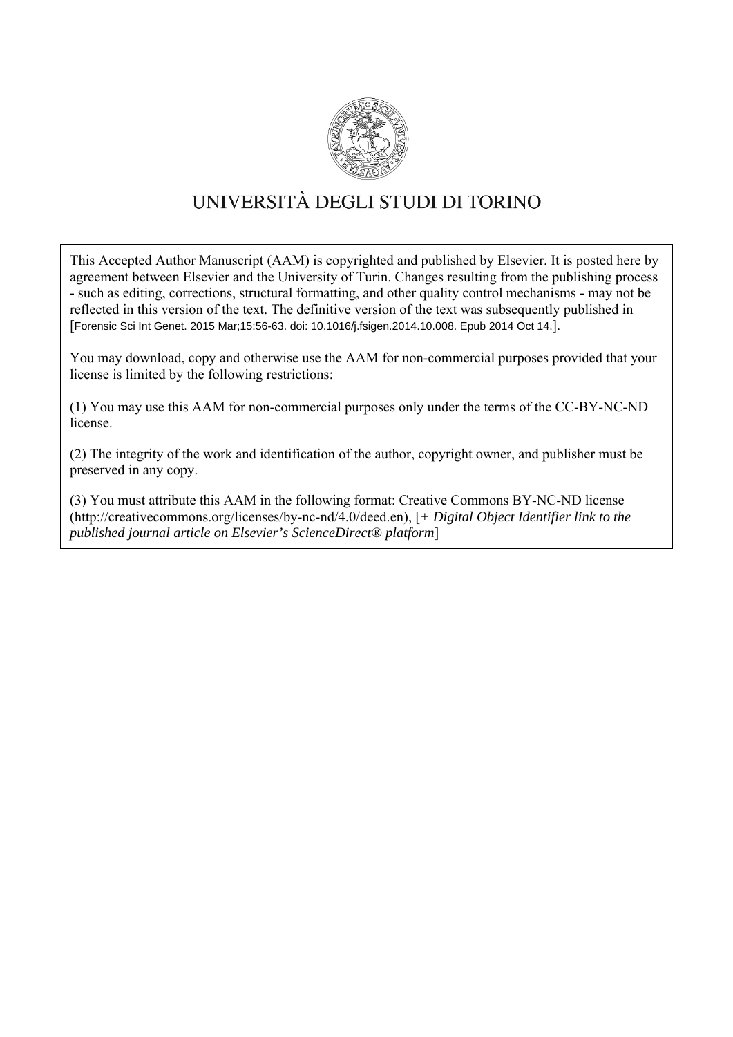# UNIVERSITÀ DEGLI STUDI DI TORINO

This Accepted Author Manuscript (AAM) is copyrighted and published by Elsevier. It is posted here by agreement between Elsevier and the University of Turin. Changes resulting from the publishing process - such as editing, corrections, structural formatting, and other quality control mechanisms - may not be reflected in this version of the text. The definitive version of the text was subsequently published in [Forensic Sci Int Genet. 2015 Mar;15:56-63. doi: 10.1016/j.fsigen.2014.10.008. Epub 2014 Oct 14.].

You may download, copy and otherwise use the AAM for non-commercial purposes provided that your license is limited by the following restrictions:

(1) You may use this AAM for non-commercial purposes only under the terms of the CC-BY-NC-ND license.

(2) The integrity of the work and identification of the author, copyright owner, and publisher must be preserved in any copy.

(3) You must attribute this AAM in the following format: Creative Commons BY-NC-ND license (http://creativecommons.org/licenses/by-nc-nd/4.0/deed.en), [+ *Digital Object Identifier link to the published journal article on Elsevier's ScienceDirect® platform*]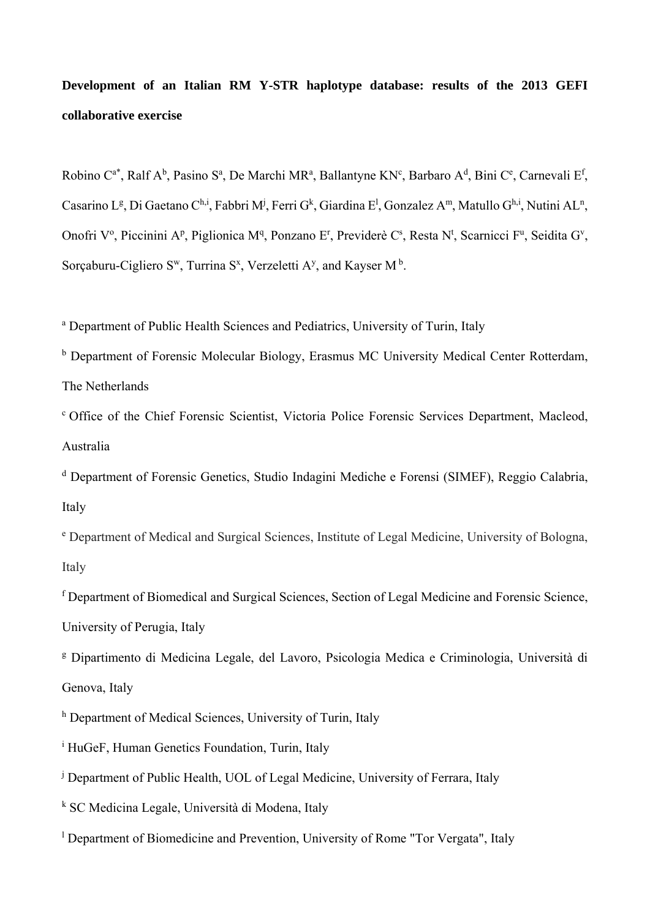**Development of an Italian RM Y-STR haplotype database: results of the 2013 GEFI collaborative exercise**

Robino C[a*], Ralf A[b], Pasino S[a], De Marchi MR[a], Ballantyne KN[c], Barbaro A[d], Bini C[e], Carnevali E[f], Casarino L[g], Di Gaetano C[h,i], Fabbri M[j], Ferri G[k], Giardina E[l], Gonzalez A[m], Matullo G[h,i], Nutini AL[n], Onofri V[o], Piccinini A[p], Piglionica M[q], Ponzano E[r], Previderè C[s], Resta N[t], Scarnicci F[u], Seidita G[v], Sorçaburu-Cigliero S[w], Turrina S[x], Verzeletti A[y], and Kayser M [b].

[a] Department of Public Health Sciences and Pediatrics, University of Turin, Italy

[b] Department of Forensic Molecular Biology, Erasmus MC University Medical Center Rotterdam, The Netherlands

[c] Office of the Chief Forensic Scientist, Victoria Police Forensic Services Department, Macleod, Australia

[d] Department of Forensic Genetics, Studio Indagini Mediche e Forensi (SIMEF), Reggio Calabria, Italy

[e] Department of Medical and Surgical Sciences, Institute of Legal Medicine, University of Bologna, Italy

[f] Department of Biomedical and Surgical Sciences, Section of Legal Medicine and Forensic Science, University of Perugia, Italy

[g] Dipartimento di Medicina Legale, del Lavoro, Psicologia Medica e Criminologia, Università di Genova, Italy

[h] Department of Medical Sciences, University of Turin, Italy

[i] HuGeF, Human Genetics Foundation, Turin, Italy

[j] Department of Public Health, UOL of Legal Medicine, University of Ferrara, Italy

[k] SC Medicina Legale, Università di Modena, Italy

[l] Department of Biomedicine and Prevention, University of Rome "Tor Vergata", Italy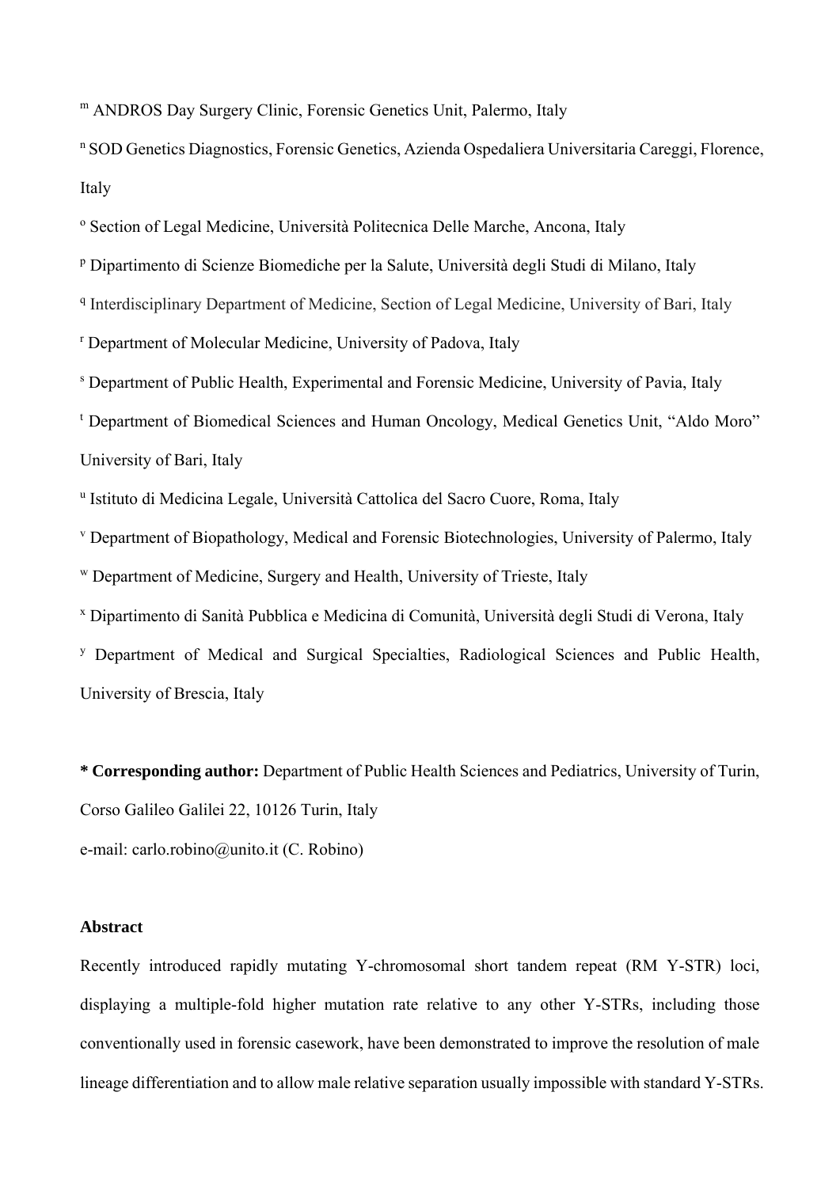[m] ANDROS Day Surgery Clinic, Forensic Genetics Unit, Palermo, Italy

[n] SOD Genetics Diagnostics, Forensic Genetics, Azienda Ospedaliera Universitaria Careggi, Florence, Italy

[o] Section of Legal Medicine, Università Politecnica Delle Marche, Ancona, Italy

[p] Dipartimento di Scienze Biomediche per la Salute, Università degli Studi di Milano, Italy

[q] Interdisciplinary Department of Medicine, Section of Legal Medicine, University of Bari, Italy

[r] Department of Molecular Medicine, University of Padova, Italy

[s] Department of Public Health, Experimental and Forensic Medicine, University of Pavia, Italy

[t] Department of Biomedical Sciences and Human Oncology, Medical Genetics Unit, "Aldo Moro" University of Bari, Italy

[u] Istituto di Medicina Legale, Università Cattolica del Sacro Cuore, Roma, Italy

[v] Department of Biopathology, Medical and Forensic Biotechnologies, University of Palermo, Italy

[w] Department of Medicine, Surgery and Health, University of Trieste, Italy

[x] Dipartimento di Sanità Pubblica e Medicina di Comunità, Università degli Studi di Verona, Italy

[y] Department of Medical and Surgical Specialties, Radiological Sciences and Public Health, University of Brescia, Italy

**\* Corresponding author:** Department of Public Health Sciences and Pediatrics, University of Turin, Corso Galileo Galilei 22, 10126 Turin, Italy

e-mail: carlo.robino@unito.it (C. Robino)

**Abstract**

Recently introduced rapidly mutating Y-chromosomal short tandem repeat (RM Y-STR) loci, displaying a multiple-fold higher mutation rate relative to any other Y-STRs, including those conventionally used in forensic casework, have been demonstrated to improve the resolution of male lineage differentiation and to allow male relative separation usually impossible with standard Y-STRs.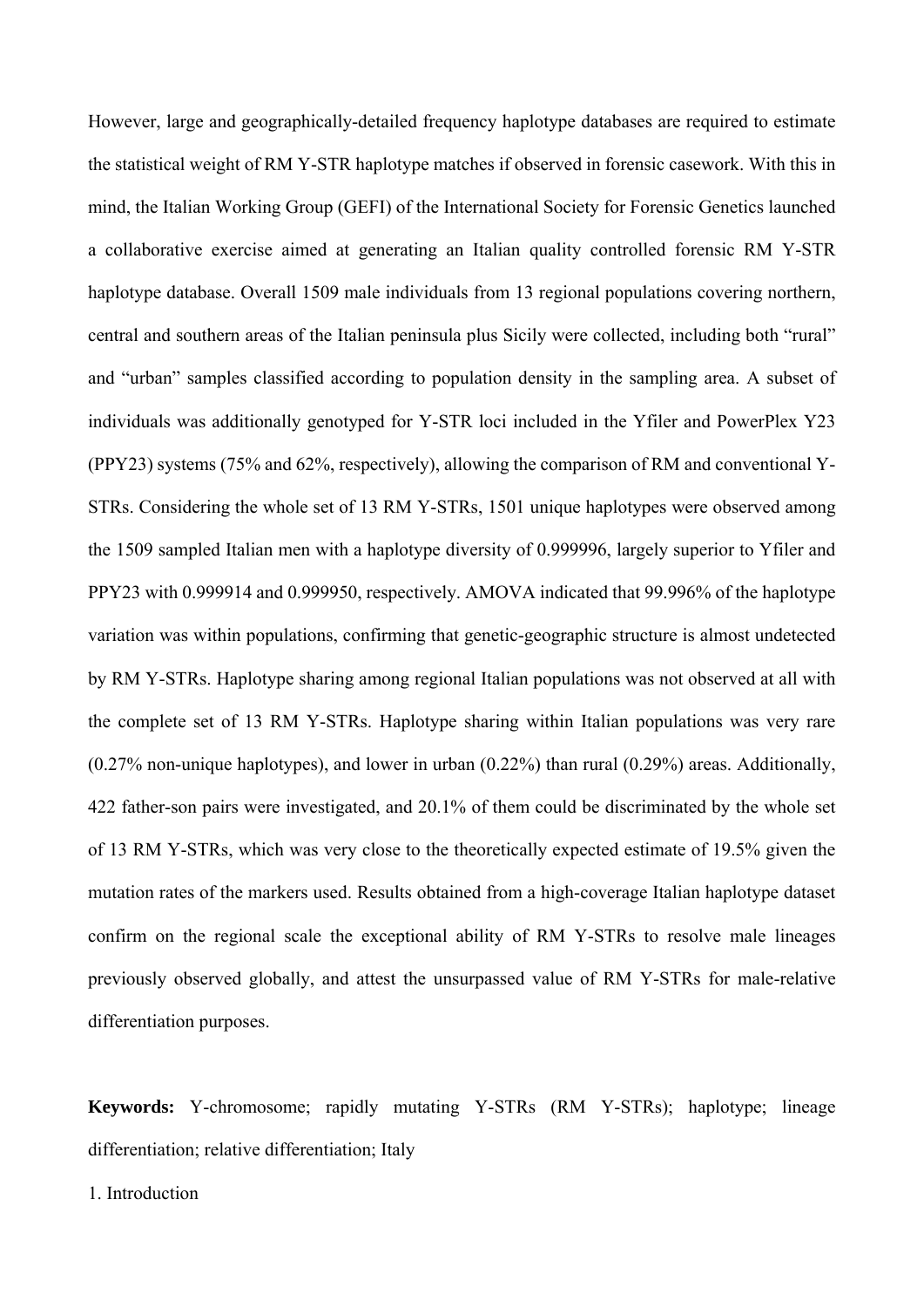However, large and geographically-detailed frequency haplotype databases are required to estimate the statistical weight of RM Y-STR haplotype matches if observed in forensic casework. With this in mind, the Italian Working Group (GEFI) of the International Society for Forensic Genetics launched a collaborative exercise aimed at generating an Italian quality controlled forensic RM Y-STR haplotype database. Overall 1509 male individuals from 13 regional populations covering northern, central and southern areas of the Italian peninsula plus Sicily were collected, including both "rural" and "urban" samples classified according to population density in the sampling area. A subset of individuals was additionally genotyped for Y-STR loci included in the Yfiler and PowerPlex Y23 (PPY23) systems (75% and 62%, respectively), allowing the comparison of RM and conventional Y-STRs. Considering the whole set of 13 RM Y-STRs, 1501 unique haplotypes were observed among the 1509 sampled Italian men with a haplotype diversity of 0.999996, largely superior to Yfiler and PPY23 with 0.999914 and 0.999950, respectively. AMOVA indicated that 99.996% of the haplotype variation was within populations, confirming that genetic-geographic structure is almost undetected by RM Y-STRs. Haplotype sharing among regional Italian populations was not observed at all with the complete set of 13 RM Y-STRs. Haplotype sharing within Italian populations was very rare (0.27% non-unique haplotypes), and lower in urban (0.22%) than rural (0.29%) areas. Additionally, 422 father-son pairs were investigated, and 20.1% of them could be discriminated by the whole set of 13 RM Y-STRs, which was very close to the theoretically expected estimate of 19.5% given the mutation rates of the markers used. Results obtained from a high-coverage Italian haplotype dataset confirm on the regional scale the exceptional ability of RM Y-STRs to resolve male lineages previously observed globally, and attest the unsurpassed value of RM Y-STRs for male-relative differentiation purposes.

**Keywords:** Y-chromosome; rapidly mutating Y-STRs (RM Y-STRs); haplotype; lineage differentiation; relative differentiation; Italy

1. Introduction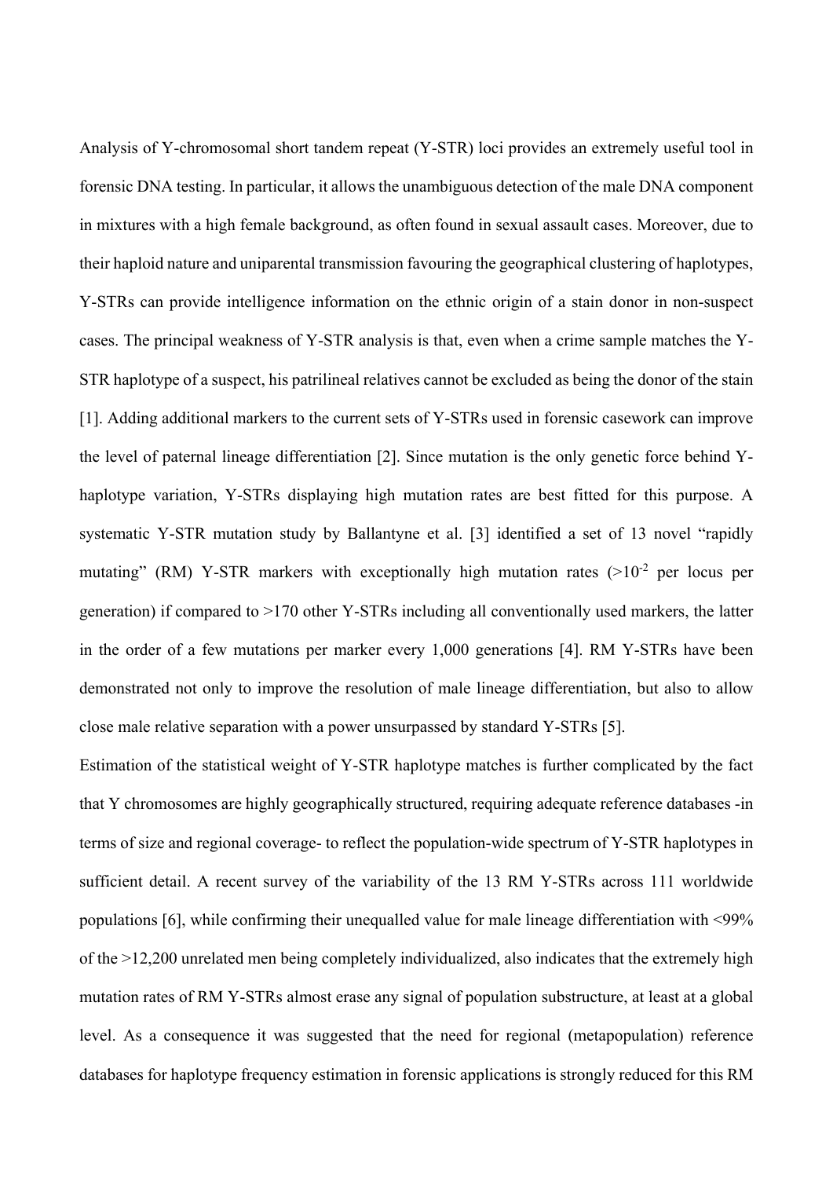Analysis of Y-chromosomal short tandem repeat (Y-STR) loci provides an extremely useful tool in forensic DNA testing. In particular, it allows the unambiguous detection of the male DNA component in mixtures with a high female background, as often found in sexual assault cases. Moreover, due to their haploid nature and uniparental transmission favouring the geographical clustering of haplotypes, Y-STRs can provide intelligence information on the ethnic origin of a stain donor in non-suspect cases. The principal weakness of Y-STR analysis is that, even when a crime sample matches the Y-STR haplotype of a suspect, his patrilineal relatives cannot be excluded as being the donor of the stain [1]. Adding additional markers to the current sets of Y-STRs used in forensic casework can improve the level of paternal lineage differentiation [2]. Since mutation is the only genetic force behind Y-haplotype variation, Y-STRs displaying high mutation rates are best fitted for this purpose. A systematic Y-STR mutation study by Ballantyne et al. [3] identified a set of 13 novel "rapidly mutating" (RM) Y-STR markers with exceptionally high mutation rates ($>10^{-2}$ per locus per generation) if compared to >170 other Y-STRs including all conventionally used markers, the latter in the order of a few mutations per marker every 1,000 generations [4]. RM Y-STRs have been demonstrated not only to improve the resolution of male lineage differentiation, but also to allow close male relative separation with a power unsurpassed by standard Y-STRs [5].

Estimation of the statistical weight of Y-STR haplotype matches is further complicated by the fact that Y chromosomes are highly geographically structured, requiring adequate reference databases -in terms of size and regional coverage- to reflect the population-wide spectrum of Y-STR haplotypes in sufficient detail. A recent survey of the variability of the 13 RM Y-STRs across 111 worldwide populations [6], while confirming their unequalled value for male lineage differentiation with <99% of the >12,200 unrelated men being completely individualized, also indicates that the extremely high mutation rates of RM Y-STRs almost erase any signal of population substructure, at least at a global level. As a consequence it was suggested that the need for regional (metapopulation) reference databases for haplotype frequency estimation in forensic applications is strongly reduced for this RM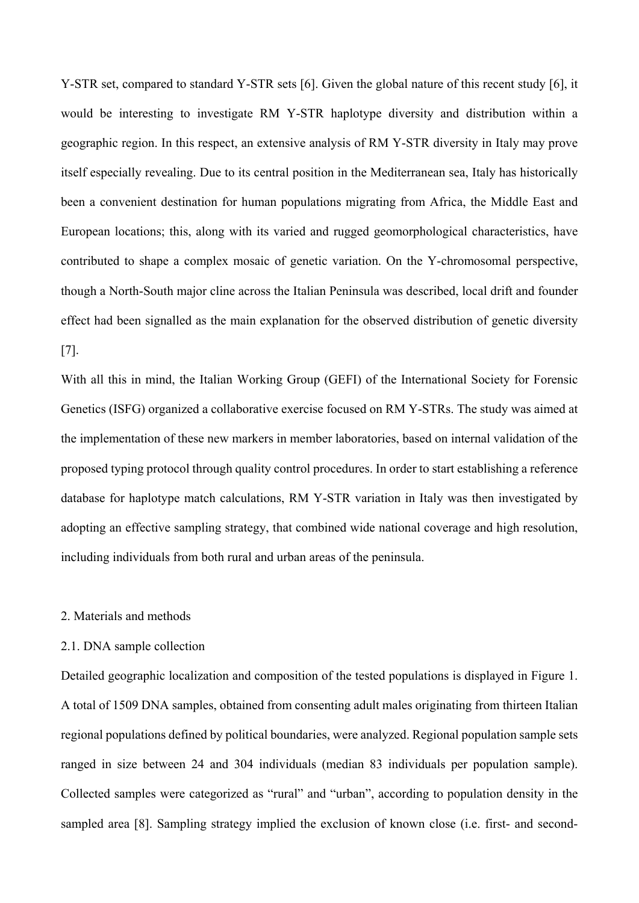Y-STR set, compared to standard Y-STR sets [6]. Given the global nature of this recent study [6], it would be interesting to investigate RM Y-STR haplotype diversity and distribution within a geographic region. In this respect, an extensive analysis of RM Y-STR diversity in Italy may prove itself especially revealing. Due to its central position in the Mediterranean sea, Italy has historically been a convenient destination for human populations migrating from Africa, the Middle East and European locations; this, along with its varied and rugged geomorphological characteristics, have contributed to shape a complex mosaic of genetic variation. On the Y-chromosomal perspective, though a North-South major cline across the Italian Peninsula was described, local drift and founder effect had been signalled as the main explanation for the observed distribution of genetic diversity [7].

With all this in mind, the Italian Working Group (GEFI) of the International Society for Forensic Genetics (ISFG) organized a collaborative exercise focused on RM Y-STRs. The study was aimed at the implementation of these new markers in member laboratories, based on internal validation of the proposed typing protocol through quality control procedures. In order to start establishing a reference database for haplotype match calculations, RM Y-STR variation in Italy was then investigated by adopting an effective sampling strategy, that combined wide national coverage and high resolution, including individuals from both rural and urban areas of the peninsula.

## 2. Materials and methods

### 2.1. DNA sample collection

Detailed geographic localization and composition of the tested populations is displayed in Figure 1. A total of 1509 DNA samples, obtained from consenting adult males originating from thirteen Italian regional populations defined by political boundaries, were analyzed. Regional population sample sets ranged in size between 24 and 304 individuals (median 83 individuals per population sample). Collected samples were categorized as "rural" and "urban", according to population density in the sampled area [8]. Sampling strategy implied the exclusion of known close (i.e. first- and second-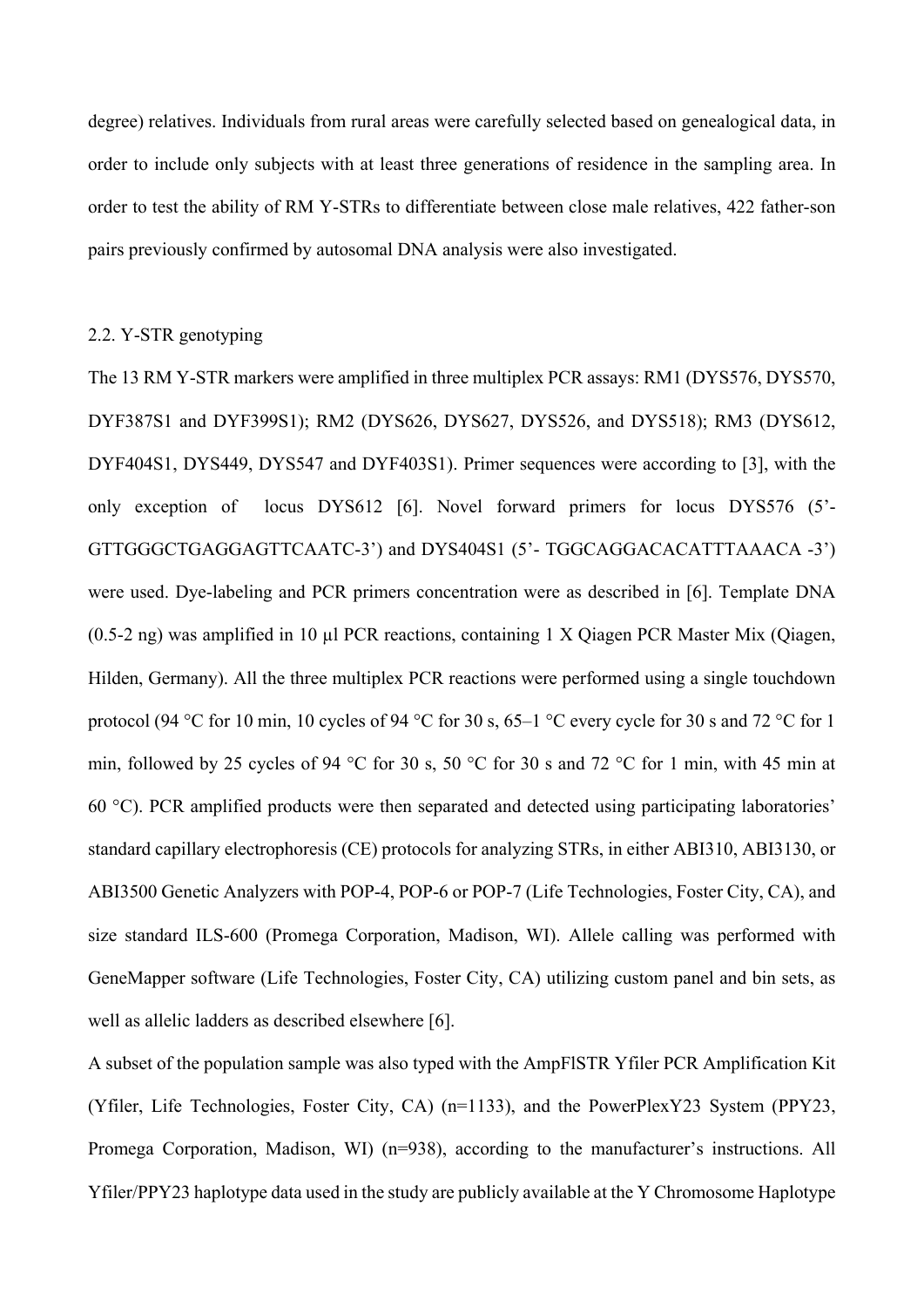degree) relatives. Individuals from rural areas were carefully selected based on genealogical data, in order to include only subjects with at least three generations of residence in the sampling area. In order to test the ability of RM Y-STRs to differentiate between close male relatives, 422 father-son pairs previously confirmed by autosomal DNA analysis were also investigated.

## 2.2. Y-STR genotyping

The 13 RM Y-STR markers were amplified in three multiplex PCR assays: RM1 (DYS576, DYS570, DYF387S1 and DYF399S1); RM2 (DYS626, DYS627, DYS526, and DYS518); RM3 (DYS612, DYF404S1, DYS449, DYS547 and DYF403S1). Primer sequences were according to [3], with the only exception of locus DYS612 [6]. Novel forward primers for locus DYS576 (5'-GTTGGGCTGAGGAGTTCAATC-3') and DYS404S1 (5'- TGGCAGGACACATTTAAACA -3') were used. Dye-labeling and PCR primers concentration were as described in [6]. Template DNA (0.5-2 ng) was amplified in 10 μl PCR reactions, containing 1 X Qiagen PCR Master Mix (Qiagen, Hilden, Germany). All the three multiplex PCR reactions were performed using a single touchdown protocol (94 °C for 10 min, 10 cycles of 94 °C for 30 s, 65–1 °C every cycle for 30 s and 72 °C for 1 min, followed by 25 cycles of 94 °C for 30 s, 50 °C for 30 s and 72 °C for 1 min, with 45 min at 60 °C). PCR amplified products were then separated and detected using participating laboratories' standard capillary electrophoresis (CE) protocols for analyzing STRs, in either ABI310, ABI3130, or ABI3500 Genetic Analyzers with POP-4, POP-6 or POP-7 (Life Technologies, Foster City, CA), and size standard ILS-600 (Promega Corporation, Madison, WI). Allele calling was performed with GeneMapper software (Life Technologies, Foster City, CA) utilizing custom panel and bin sets, as well as allelic ladders as described elsewhere [6].

A subset of the population sample was also typed with the AmpFlSTR Yfiler PCR Amplification Kit (Yfiler, Life Technologies, Foster City, CA) (n=1133), and the PowerPlexY23 System (PPY23, Promega Corporation, Madison, WI) (n=938), according to the manufacturer's instructions. All Yfiler/PPY23 haplotype data used in the study are publicly available at the Y Chromosome Haplotype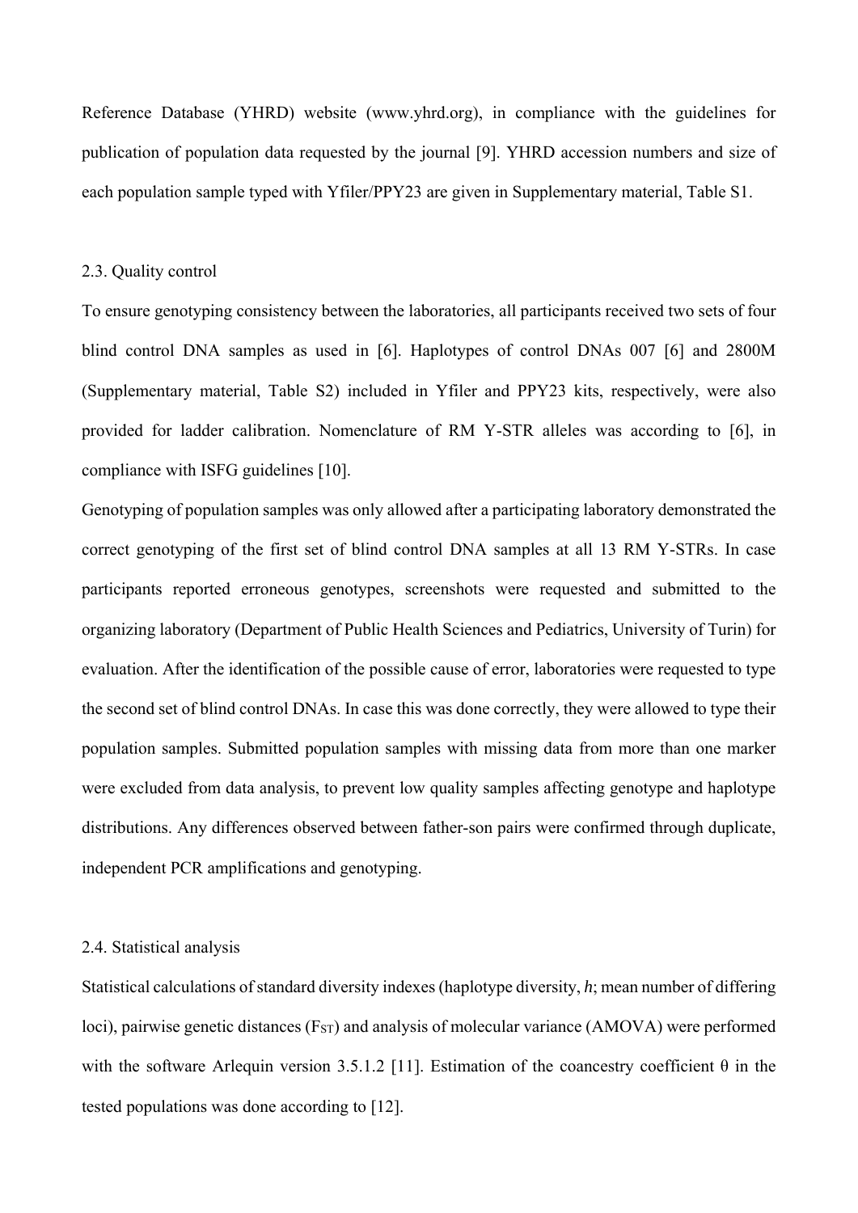Reference Database (YHRD) website (www.yhrd.org), in compliance with the guidelines for publication of population data requested by the journal [9]. YHRD accession numbers and size of each population sample typed with Yfiler/PPY23 are given in Supplementary material, Table S1.

### 2.3. Quality control

To ensure genotyping consistency between the laboratories, all participants received two sets of four blind control DNA samples as used in [6]. Haplotypes of control DNAs 007 [6] and 2800M (Supplementary material, Table S2) included in Yfiler and PPY23 kits, respectively, were also provided for ladder calibration. Nomenclature of RM Y-STR alleles was according to [6], in compliance with ISFG guidelines [10].

Genotyping of population samples was only allowed after a participating laboratory demonstrated the correct genotyping of the first set of blind control DNA samples at all 13 RM Y-STRs. In case participants reported erroneous genotypes, screenshots were requested and submitted to the organizing laboratory (Department of Public Health Sciences and Pediatrics, University of Turin) for evaluation. After the identification of the possible cause of error, laboratories were requested to type the second set of blind control DNAs. In case this was done correctly, they were allowed to type their population samples. Submitted population samples with missing data from more than one marker were excluded from data analysis, to prevent low quality samples affecting genotype and haplotype distributions. Any differences observed between father-son pairs were confirmed through duplicate, independent PCR amplifications and genotyping.

### 2.4. Statistical analysis

Statistical calculations of standard diversity indexes (haplotype diversity, $h$; mean number of differing loci), pairwise genetic distances ($F_{ST}$) and analysis of molecular variance (AMOVA) were performed with the software Arlequin version 3.5.1.2 [11]. Estimation of the coancestry coefficient $\theta$ in the tested populations was done according to [12].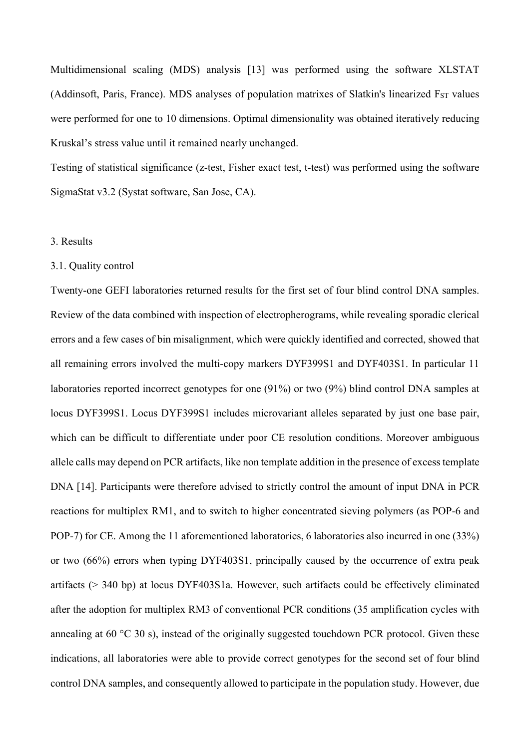Multidimensional scaling (MDS) analysis [13] was performed using the software XLSTAT (Addinsoft, Paris, France). MDS analyses of population matrixes of Slatkin's linearized $F_{ST}$ values were performed for one to 10 dimensions. Optimal dimensionality was obtained iteratively reducing Kruskal's stress value until it remained nearly unchanged.

Testing of statistical significance (z-test, Fisher exact test, t-test) was performed using the software SigmaStat v3.2 (Systat software, San Jose, CA).

## 3. Results

### 3.1. Quality control

Twenty-one GEFI laboratories returned results for the first set of four blind control DNA samples. Review of the data combined with inspection of electropherograms, while revealing sporadic clerical errors and a few cases of bin misalignment, which were quickly identified and corrected, showed that all remaining errors involved the multi-copy markers DYF399S1 and DYF403S1. In particular 11 laboratories reported incorrect genotypes for one (91%) or two (9%) blind control DNA samples at locus DYF399S1. Locus DYF399S1 includes microvariant alleles separated by just one base pair, which can be difficult to differentiate under poor CE resolution conditions. Moreover ambiguous allele calls may depend on PCR artifacts, like non template addition in the presence of excess template DNA [14]. Participants were therefore advised to strictly control the amount of input DNA in PCR reactions for multiplex RM1, and to switch to higher concentrated sieving polymers (as POP-6 and POP-7) for CE. Among the 11 aforementioned laboratories, 6 laboratories also incurred in one (33%) or two (66%) errors when typing DYF403S1, principally caused by the occurrence of extra peak artifacts (> 340 bp) at locus DYF403S1a. However, such artifacts could be effectively eliminated after the adoption for multiplex RM3 of conventional PCR conditions (35 amplification cycles with annealing at 60 °C 30 s), instead of the originally suggested touchdown PCR protocol. Given these indications, all laboratories were able to provide correct genotypes for the second set of four blind control DNA samples, and consequently allowed to participate in the population study. However, due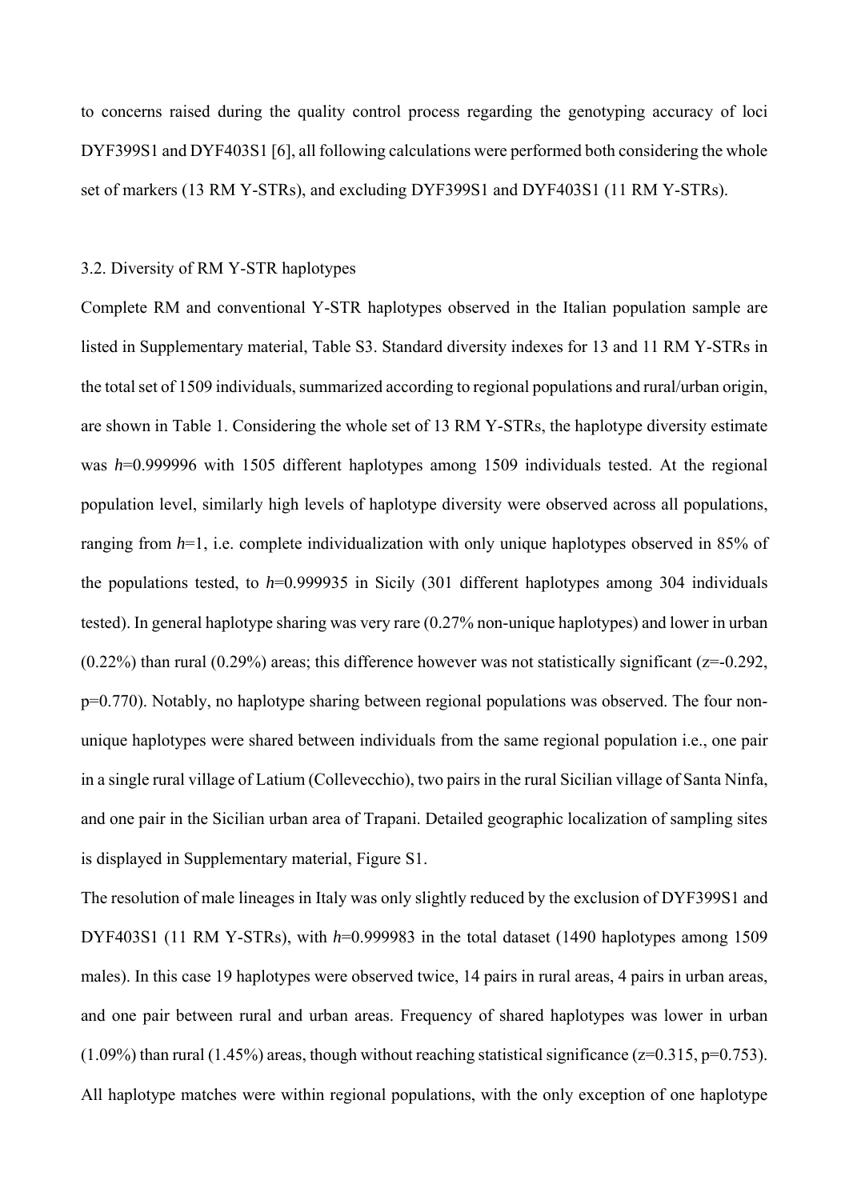to concerns raised during the quality control process regarding the genotyping accuracy of loci DYF399S1 and DYF403S1 [6], all following calculations were performed both considering the whole set of markers (13 RM Y-STRs), and excluding DYF399S1 and DYF403S1 (11 RM Y-STRs).

3.2. Diversity of RM Y-STR haplotypes

Complete RM and conventional Y-STR haplotypes observed in the Italian population sample are listed in Supplementary material, Table S3. Standard diversity indexes for 13 and 11 RM Y-STRs in the total set of 1509 individuals, summarized according to regional populations and rural/urban origin, are shown in Table 1. Considering the whole set of 13 RM Y-STRs, the haplotype diversity estimate was $h$=0.999996 with 1505 different haplotypes among 1509 individuals tested. At the regional population level, similarly high levels of haplotype diversity were observed across all populations, ranging from $h$=1, i.e. complete individualization with only unique haplotypes observed in 85% of the populations tested, to $h$=0.999935 in Sicily (301 different haplotypes among 304 individuals tested). In general haplotype sharing was very rare (0.27% non-unique haplotypes) and lower in urban (0.22%) than rural (0.29%) areas; this difference however was not statistically significant ($z$=-0.292, $p$=0.770). Notably, no haplotype sharing between regional populations was observed. The four non-unique haplotypes were shared between individuals from the same regional population i.e., one pair in a single rural village of Latium (Collevecchio), two pairs in the rural Sicilian village of Santa Ninfa, and one pair in the Sicilian urban area of Trapani. Detailed geographic localization of sampling sites is displayed in Supplementary material, Figure S1.

The resolution of male lineages in Italy was only slightly reduced by the exclusion of DYF399S1 and DYF403S1 (11 RM Y-STRs), with $h$=0.999983 in the total dataset (1490 haplotypes among 1509 males). In this case 19 haplotypes were observed twice, 14 pairs in rural areas, 4 pairs in urban areas, and one pair between rural and urban areas. Frequency of shared haplotypes was lower in urban (1.09%) than rural (1.45%) areas, though without reaching statistical significance ($z$=0.315, $p$=0.753). All haplotype matches were within regional populations, with the only exception of one haplotype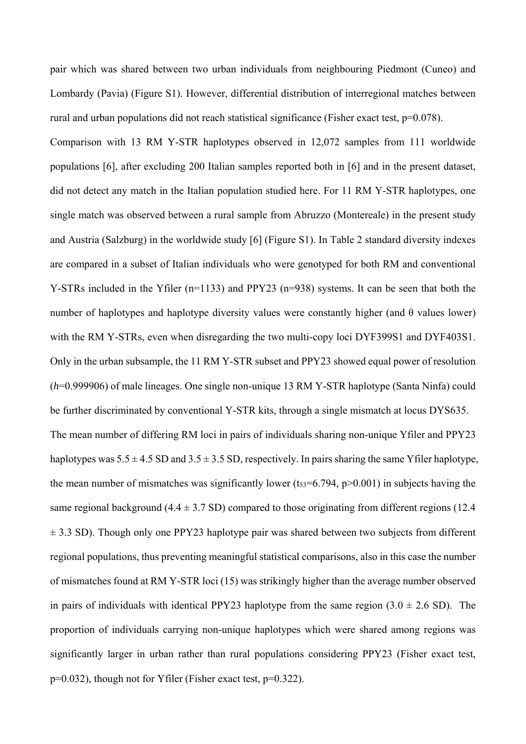pair which was shared between two urban individuals from neighbouring Piedmont (Cuneo) and Lombardy (Pavia) (Figure S1). However, differential distribution of interregional matches between rural and urban populations did not reach statistical significance (Fisher exact test, $p=0.078$).

Comparison with 13 RM Y-STR haplotypes observed in 12,072 samples from 111 worldwide populations [6], after excluding 200 Italian samples reported both in [6] and in the present dataset, did not detect any match in the Italian population studied here. For 11 RM Y-STR haplotypes, one single match was observed between a rural sample from Abruzzo (Montereale) in the present study and Austria (Salzburg) in the worldwide study [6] (Figure S1). In Table 2 standard diversity indexes are compared in a subset of Italian individuals who were genotyped for both RM and conventional Y-STRs included in the Yfiler ($n=1133$) and PPY23 ($n=938$) systems. It can be seen that both the number of haplotypes and haplotype diversity values were constantly higher (and $\theta$ values lower) with the RM Y-STRs, even when disregarding the two multi-copy loci DYF399S1 and DYF403S1. Only in the urban subsample, the 11 RM Y-STR subset and PPY23 showed equal power of resolution ($h=0.999906$) of male lineages. One single non-unique 13 RM Y-STR haplotype (Santa Ninfa) could be further discriminated by conventional Y-STR kits, through a single mismatch at locus DYS635.

The mean number of differing RM loci in pairs of individuals sharing non-unique Yfiler and PPY23 haplotypes was $5.5 \pm 4.5$ SD and $3.5 \pm 3.5$ SD, respectively. In pairs sharing the same Yfiler haplotype, the mean number of mismatches was significantly lower ($t_{53}=6.794$, $p>0.001$) in subjects having the same regional background ($4.4 \pm 3.7$ SD) compared to those originating from different regions ($12.4 \pm 3.3$ SD). Though only one PPY23 haplotype pair was shared between two subjects from different regional populations, thus preventing meaningful statistical comparisons, also in this case the number of mismatches found at RM Y-STR loci (15) was strikingly higher than the average number observed in pairs of individuals with identical PPY23 haplotype from the same region ($3.0 \pm 2.6$ SD). The proportion of individuals carrying non-unique haplotypes which were shared among regions was significantly larger in urban rather than rural populations considering PPY23 (Fisher exact test, $p=0.032$), though not for Yfiler (Fisher exact test, $p=0.322$).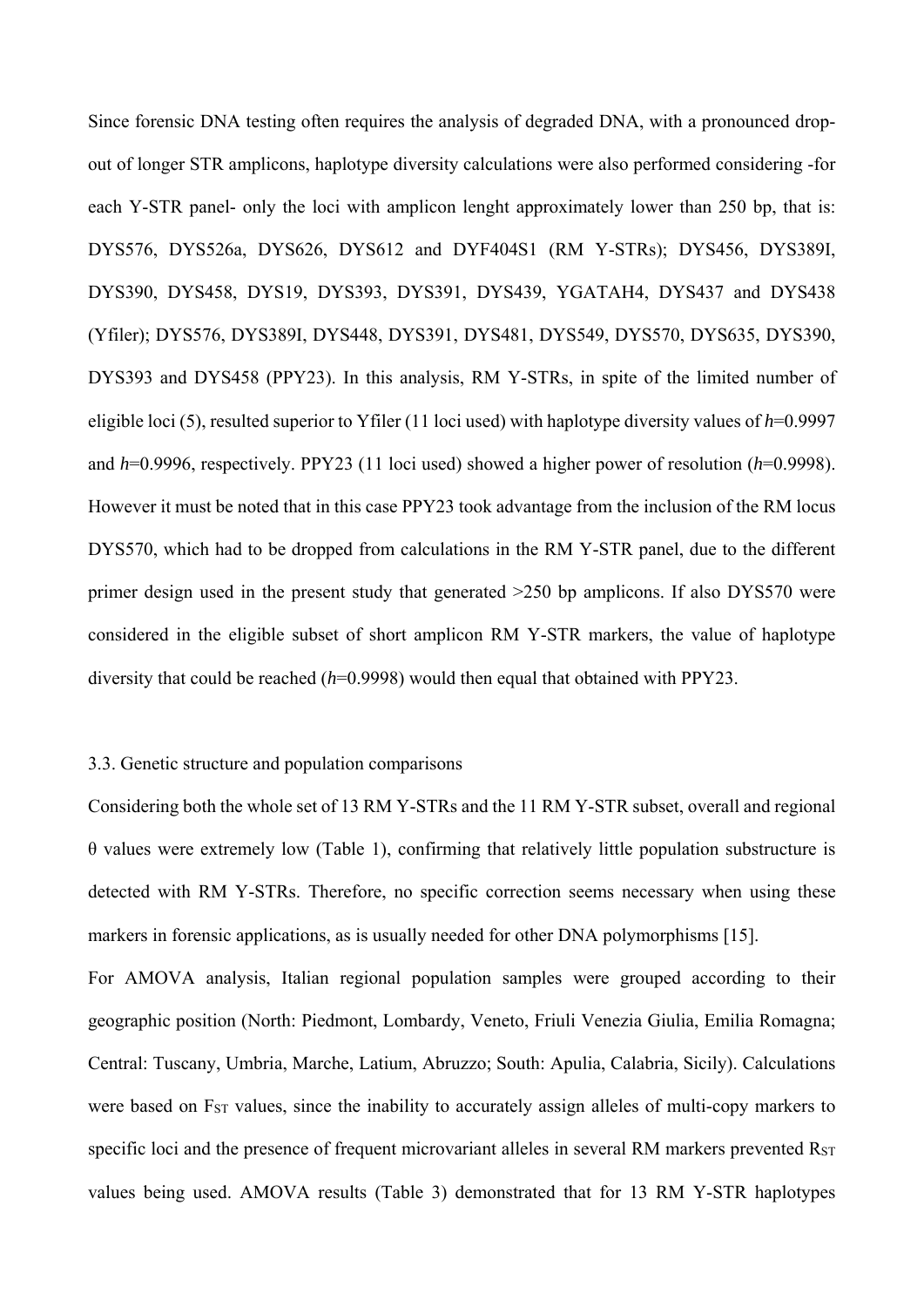Since forensic DNA testing often requires the analysis of degraded DNA, with a pronounced drop-out of longer STR amplicons, haplotype diversity calculations were also performed considering -for each Y-STR panel- only the loci with amplicon lenght approximately lower than 250 bp, that is: DYS576, DYS526a, DYS626, DYS612 and DYF404S1 (RM Y-STRs); DYS456, DYS389I, DYS390, DYS458, DYS19, DYS393, DYS391, DYS439, YGATAH4, DYS437 and DYS438 (Yfiler); DYS576, DYS389I, DYS448, DYS391, DYS481, DYS549, DYS570, DYS635, DYS390, DYS393 and DYS458 (PPY23). In this analysis, RM Y-STRs, in spite of the limited number of eligible loci (5), resulted superior to Yfiler (11 loci used) with haplotype diversity values of $h$=0.9997 and $h$=0.9996, respectively. PPY23 (11 loci used) showed a higher power of resolution ($h$=0.9998). However it must be noted that in this case PPY23 took advantage from the inclusion of the RM locus DYS570, which had to be dropped from calculations in the RM Y-STR panel, due to the different primer design used in the present study that generated >250 bp amplicons. If also DYS570 were considered in the eligible subset of short amplicon RM Y-STR markers, the value of haplotype diversity that could be reached ($h$=0.9998) would then equal that obtained with PPY23.

3.3. Genetic structure and population comparisons

Considering both the whole set of 13 RM Y-STRs and the 11 RM Y-STR subset, overall and regional $\theta$ values were extremely low (Table 1), confirming that relatively little population substructure is detected with RM Y-STRs. Therefore, no specific correction seems necessary when using these markers in forensic applications, as is usually needed for other DNA polymorphisms [15].

For AMOVA analysis, Italian regional population samples were grouped according to their geographic position (North: Piedmont, Lombardy, Veneto, Friuli Venezia Giulia, Emilia Romagna; Central: Tuscany, Umbria, Marche, Latium, Abruzzo; South: Apulia, Calabria, Sicily). Calculations were based on $F_{ST}$ values, since the inability to accurately assign alleles of multi-copy markers to specific loci and the presence of frequent microvariant alleles in several RM markers prevented $R_{ST}$ values being used. AMOVA results (Table 3) demonstrated that for 13 RM Y-STR haplotypes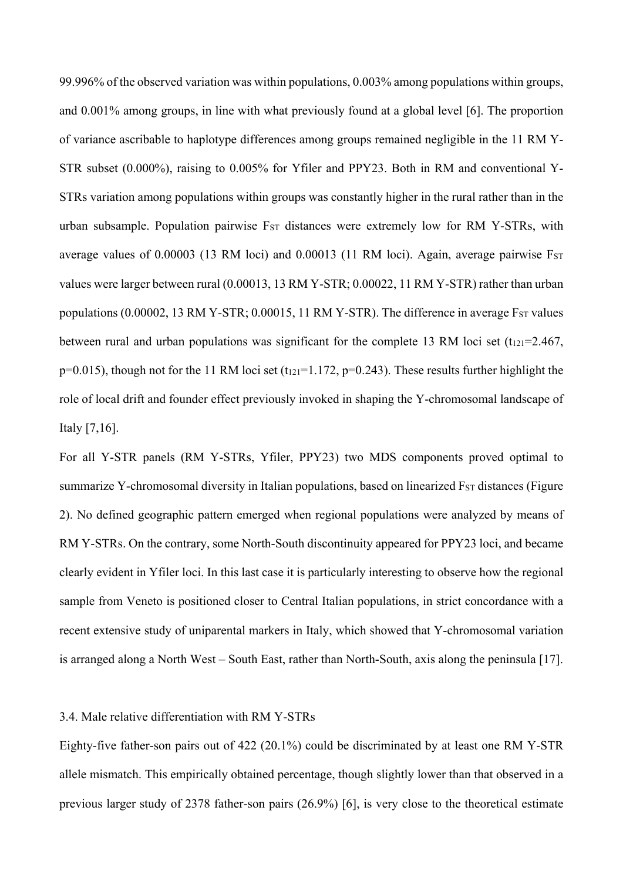99.996% of the observed variation was within populations, 0.003% among populations within groups, and 0.001% among groups, in line with what previously found at a global level [6]. The proportion of variance ascribable to haplotype differences among groups remained negligible in the 11 RM Y-STR subset (0.000%), raising to 0.005% for Yfiler and PPY23. Both in RM and conventional Y-STRs variation among populations within groups was constantly higher in the rural rather than in the urban subsample. Population pairwise $F_{ST}$ distances were extremely low for RM Y-STRs, with average values of 0.00003 (13 RM loci) and 0.00013 (11 RM loci). Again, average pairwise $F_{ST}$ values were larger between rural (0.00013, 13 RM Y-STR; 0.00022, 11 RM Y-STR) rather than urban populations (0.00002, 13 RM Y-STR; 0.00015, 11 RM Y-STR). The difference in average $F_{ST}$ values between rural and urban populations was significant for the complete 13 RM loci set ($t_{121}$=2.467, p=0.015), though not for the 11 RM loci set ($t_{121}$=1.172, p=0.243). These results further highlight the role of local drift and founder effect previously invoked in shaping the Y-chromosomal landscape of Italy [7,16].

For all Y-STR panels (RM Y-STRs, Yfiler, PPY23) two MDS components proved optimal to summarize Y-chromosomal diversity in Italian populations, based on linearized $F_{ST}$ distances (Figure 2). No defined geographic pattern emerged when regional populations were analyzed by means of RM Y-STRs. On the contrary, some North-South discontinuity appeared for PPY23 loci, and became clearly evident in Yfiler loci. In this last case it is particularly interesting to observe how the regional sample from Veneto is positioned closer to Central Italian populations, in strict concordance with a recent extensive study of uniparental markers in Italy, which showed that Y-chromosomal variation is arranged along a North West – South East, rather than North-South, axis along the peninsula [17].

### 3.4. Male relative differentiation with RM Y-STRs

Eighty-five father-son pairs out of 422 (20.1%) could be discriminated by at least one RM Y-STR allele mismatch. This empirically obtained percentage, though slightly lower than that observed in a previous larger study of 2378 father-son pairs (26.9%) [6], is very close to the theoretical estimate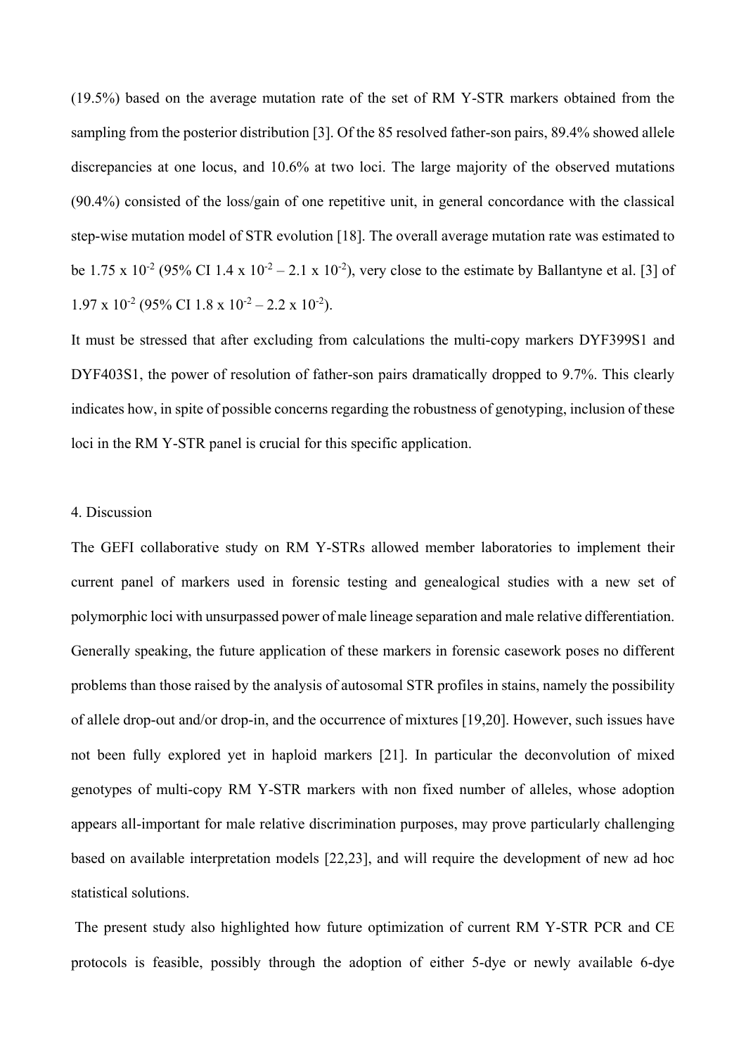(19.5%) based on the average mutation rate of the set of RM Y-STR markers obtained from the sampling from the posterior distribution [3]. Of the 85 resolved father-son pairs, 89.4% showed allele discrepancies at one locus, and 10.6% at two loci. The large majority of the observed mutations (90.4%) consisted of the loss/gain of one repetitive unit, in general concordance with the classical step-wise mutation model of STR evolution [18]. The overall average mutation rate was estimated to be $1.75 \times 10^{-2}$ (95% CI $1.4 \times 10^{-2} - 2.1 \times 10^{-2}$), very close to the estimate by Ballantyne et al. [3] of $1.97 \times 10^{-2}$ (95% CI $1.8 \times 10^{-2} - 2.2 \times 10^{-2}$).

It must be stressed that after excluding from calculations the multi-copy markers DYF399S1 and DYF403S1, the power of resolution of father-son pairs dramatically dropped to 9.7%. This clearly indicates how, in spite of possible concerns regarding the robustness of genotyping, inclusion of these loci in the RM Y-STR panel is crucial for this specific application.

## 4. Discussion

The GEFI collaborative study on RM Y-STRs allowed member laboratories to implement their current panel of markers used in forensic testing and genealogical studies with a new set of polymorphic loci with unsurpassed power of male lineage separation and male relative differentiation. Generally speaking, the future application of these markers in forensic casework poses no different problems than those raised by the analysis of autosomal STR profiles in stains, namely the possibility of allele drop-out and/or drop-in, and the occurrence of mixtures [19,20]. However, such issues have not been fully explored yet in haploid markers [21]. In particular the deconvolution of mixed genotypes of multi-copy RM Y-STR markers with non fixed number of alleles, whose adoption appears all-important for male relative discrimination purposes, may prove particularly challenging based on available interpretation models [22,23], and will require the development of new ad hoc statistical solutions.

The present study also highlighted how future optimization of current RM Y-STR PCR and CE protocols is feasible, possibly through the adoption of either 5-dye or newly available 6-dye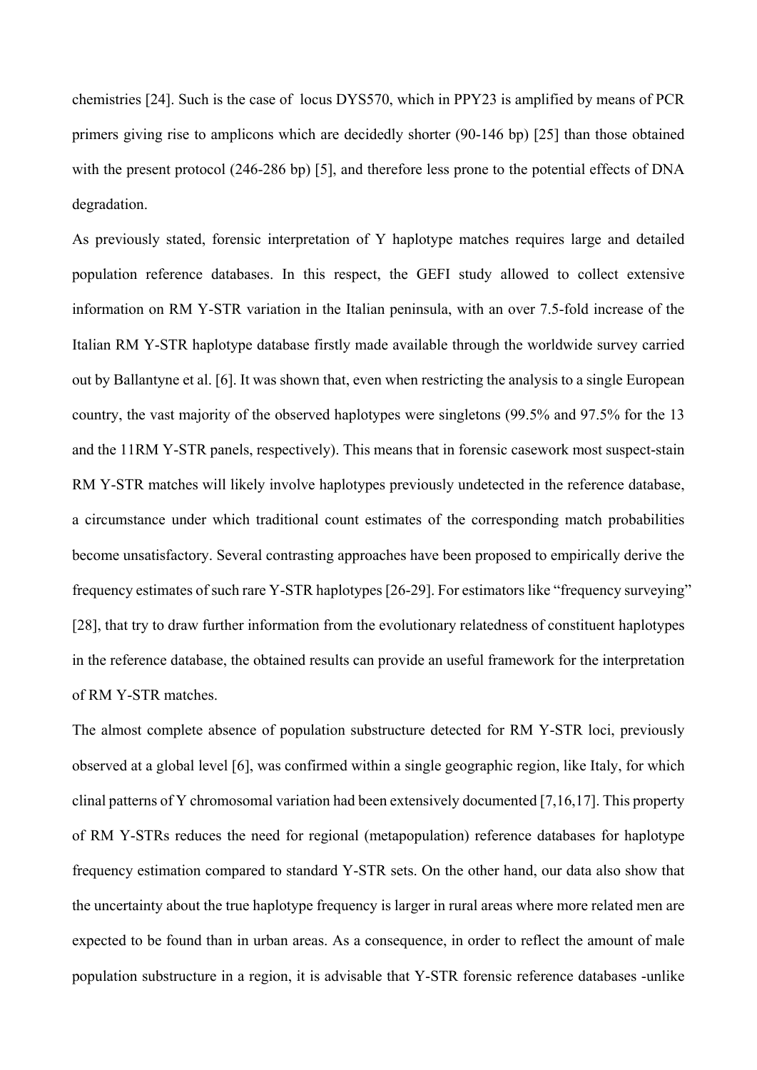chemistries [24]. Such is the case of locus DYS570, which in PPY23 is amplified by means of PCR primers giving rise to amplicons which are decidedly shorter (90-146 bp) [25] than those obtained with the present protocol (246-286 bp) [5], and therefore less prone to the potential effects of DNA degradation.

As previously stated, forensic interpretation of Y haplotype matches requires large and detailed population reference databases. In this respect, the GEFI study allowed to collect extensive information on RM Y-STR variation in the Italian peninsula, with an over 7.5-fold increase of the Italian RM Y-STR haplotype database firstly made available through the worldwide survey carried out by Ballantyne et al. [6]. It was shown that, even when restricting the analysis to a single European country, the vast majority of the observed haplotypes were singletons (99.5% and 97.5% for the 13 and the 11RM Y-STR panels, respectively). This means that in forensic casework most suspect-stain RM Y-STR matches will likely involve haplotypes previously undetected in the reference database, a circumstance under which traditional count estimates of the corresponding match probabilities become unsatisfactory. Several contrasting approaches have been proposed to empirically derive the frequency estimates of such rare Y-STR haplotypes [26-29]. For estimators like "frequency surveying" [28], that try to draw further information from the evolutionary relatedness of constituent haplotypes in the reference database, the obtained results can provide an useful framework for the interpretation of RM Y-STR matches.

The almost complete absence of population substructure detected for RM Y-STR loci, previously observed at a global level [6], was confirmed within a single geographic region, like Italy, for which clinal patterns of Y chromosomal variation had been extensively documented [7,16,17]. This property of RM Y-STRs reduces the need for regional (metapopulation) reference databases for haplotype frequency estimation compared to standard Y-STR sets. On the other hand, our data also show that the uncertainty about the true haplotype frequency is larger in rural areas where more related men are expected to be found than in urban areas. As a consequence, in order to reflect the amount of male population substructure in a region, it is advisable that Y-STR forensic reference databases -unlike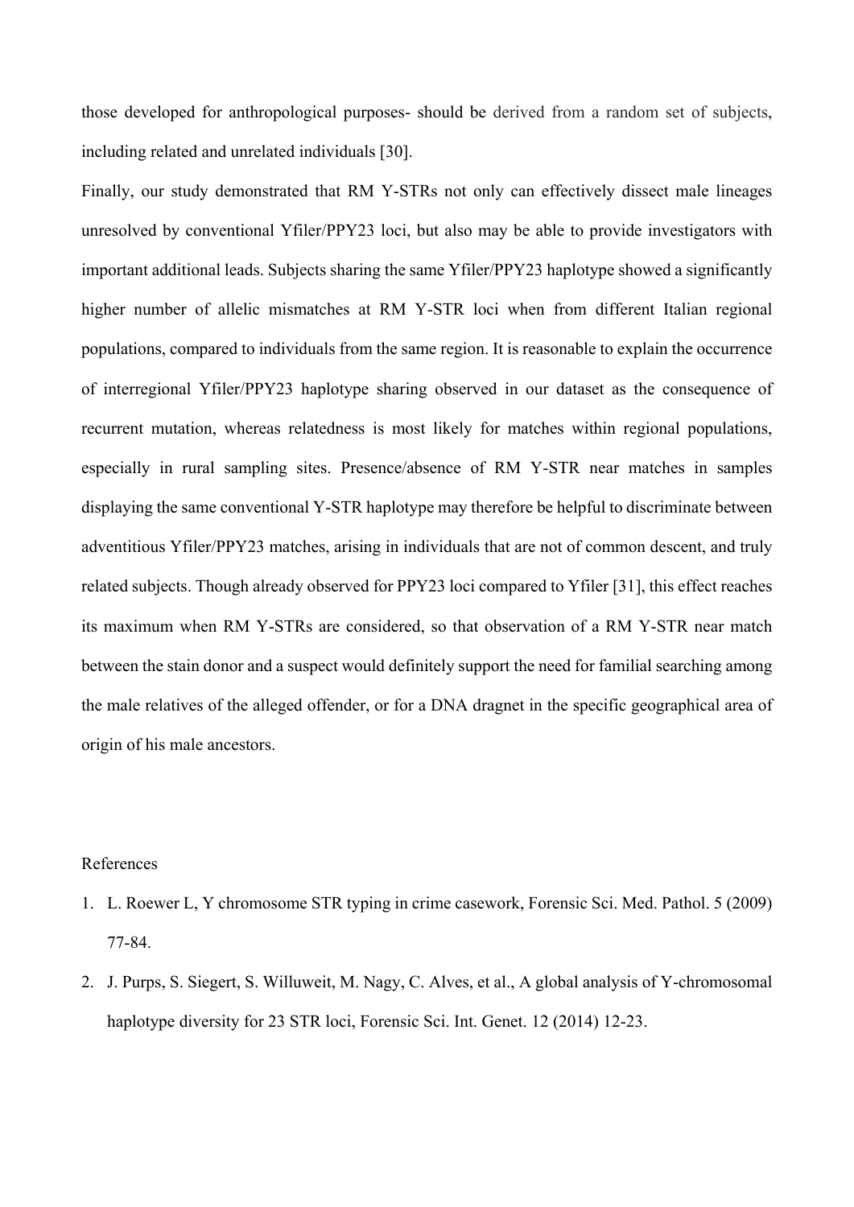those developed for anthropological purposes- should be derived from a random set of subjects, including related and unrelated individuals [30].

Finally, our study demonstrated that RM Y-STRs not only can effectively dissect male lineages unresolved by conventional Yfiler/PPY23 loci, but also may be able to provide investigators with important additional leads. Subjects sharing the same Yfiler/PPY23 haplotype showed a significantly higher number of allelic mismatches at RM Y-STR loci when from different Italian regional populations, compared to individuals from the same region. It is reasonable to explain the occurrence of interregional Yfiler/PPY23 haplotype sharing observed in our dataset as the consequence of recurrent mutation, whereas relatedness is most likely for matches within regional populations, especially in rural sampling sites. Presence/absence of RM Y-STR near matches in samples displaying the same conventional Y-STR haplotype may therefore be helpful to discriminate between adventitious Yfiler/PPY23 matches, arising in individuals that are not of common descent, and truly related subjects. Though already observed for PPY23 loci compared to Yfiler [31], this effect reaches its maximum when RM Y-STRs are considered, so that observation of a RM Y-STR near match between the stain donor and a suspect would definitely support the need for familial searching among the male relatives of the alleged offender, or for a DNA dragnet in the specific geographical area of origin of his male ancestors.

References

1. L. Roewer L, Y chromosome STR typing in crime casework, Forensic Sci. Med. Pathol. 5 (2009) 77-84.
2. J. Purps, S. Siegert, S. Willuweit, M. Nagy, C. Alves, et al., A global analysis of Y-chromosomal haplotype diversity for 23 STR loci, Forensic Sci. Int. Genet. 12 (2014) 12-23.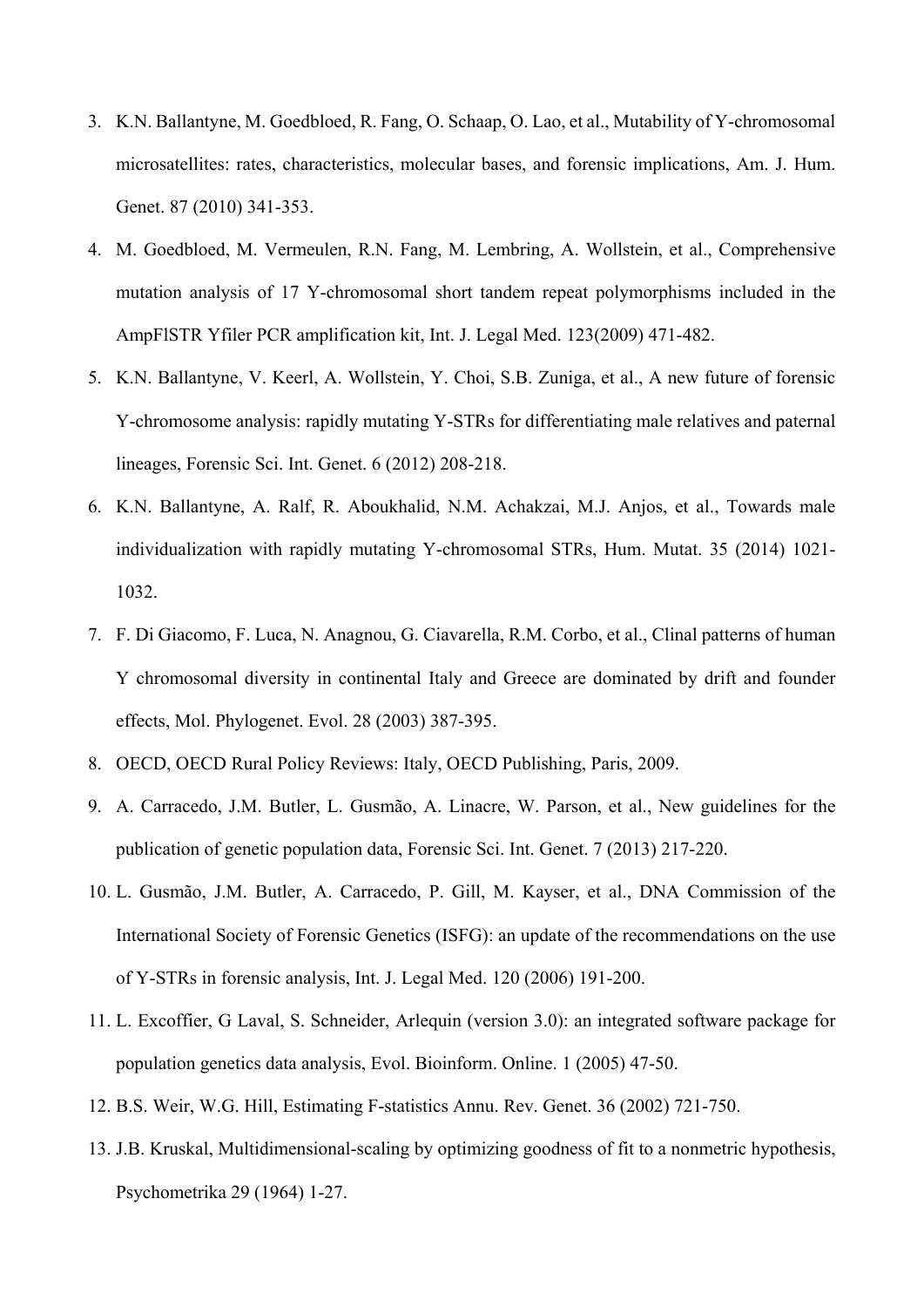3. K.N. Ballantyne, M. Goedbloed, R. Fang, O. Schaap, O. Lao, et al., Mutability of Y-chromosomal microsatellites: rates, characteristics, molecular bases, and forensic implications, Am. J. Hum. Genet. 87 (2010) 341-353.
4. M. Goedbloed, M. Vermeulen, R.N. Fang, M. Lembring, A. Wollstein, et al., Comprehensive mutation analysis of 17 Y-chromosomal short tandem repeat polymorphisms included in the AmpFlSTR Yfiler PCR amplification kit, Int. J. Legal Med. 123(2009) 471-482.
5. K.N. Ballantyne, V. Keerl, A. Wollstein, Y. Choi, S.B. Zuniga, et al., A new future of forensic Y-chromosome analysis: rapidly mutating Y-STRs for differentiating male relatives and paternal lineages, Forensic Sci. Int. Genet. 6 (2012) 208-218.
6. K.N. Ballantyne, A. Ralf, R. Aboukhalid, N.M. Achakzai, M.J. Anjos, et al., Towards male individualization with rapidly mutating Y-chromosomal STRs, Hum. Mutat. 35 (2014) 1021-1032.
7. F. Di Giacomo, F. Luca, N. Anagnou, G. Ciavarella, R.M. Corbo, et al., Clinal patterns of human Y chromosomal diversity in continental Italy and Greece are dominated by drift and founder effects, Mol. Phylogenet. Evol. 28 (2003) 387-395.
8. OECD, OECD Rural Policy Reviews: Italy, OECD Publishing, Paris, 2009.
9. A. Carracedo, J.M. Butler, L. Gusmão, A. Linacre, W. Parson, et al., New guidelines for the publication of genetic population data, Forensic Sci. Int. Genet. 7 (2013) 217-220.
10. L. Gusmão, J.M. Butler, A. Carracedo, P. Gill, M. Kayser, et al., DNA Commission of the International Society of Forensic Genetics (ISFG): an update of the recommendations on the use of Y-STRs in forensic analysis, Int. J. Legal Med. 120 (2006) 191-200.
11. L. Excoffier, G Laval, S. Schneider, Arlequin (version 3.0): an integrated software package for population genetics data analysis, Evol. Bioinform. Online. 1 (2005) 47-50.
12. B.S. Weir, W.G. Hill, Estimating F-statistics Annu. Rev. Genet. 36 (2002) 721-750.
13. J.B. Kruskal, Multidimensional-scaling by optimizing goodness of fit to a nonmetric hypothesis, Psychometrika 29 (1964) 1-27.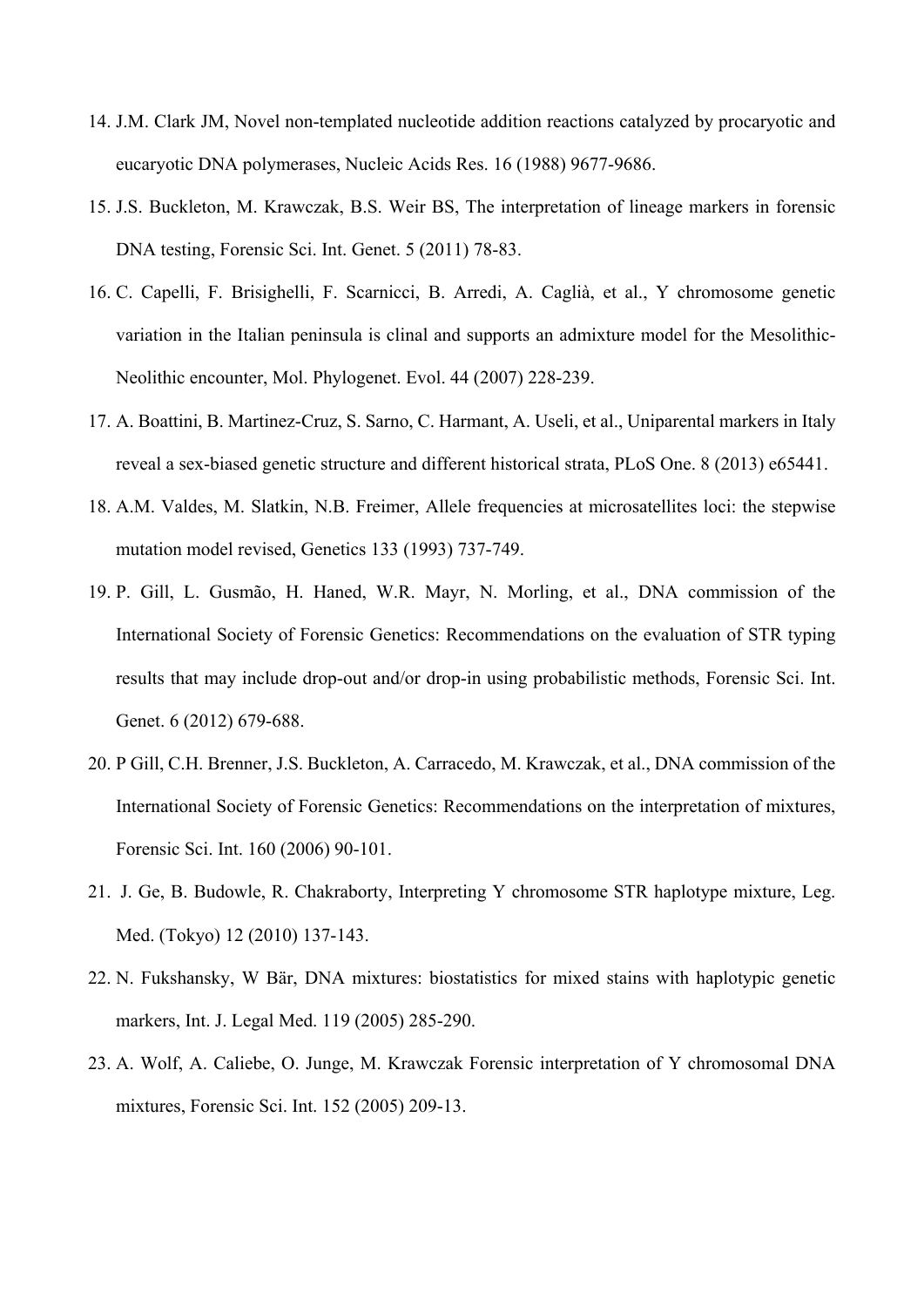14. J.M. Clark JM, Novel non-templated nucleotide addition reactions catalyzed by procaryotic and eucaryotic DNA polymerases, Nucleic Acids Res. 16 (1988) 9677-9686.
15. J.S. Buckleton, M. Krawczak, B.S. Weir BS, The interpretation of lineage markers in forensic DNA testing, Forensic Sci. Int. Genet. 5 (2011) 78-83.
16. C. Capelli, F. Brisighelli, F. Scarnicci, B. Arredi, A. Caglià, et al., Y chromosome genetic variation in the Italian peninsula is clinal and supports an admixture model for the Mesolithic-Neolithic encounter, Mol. Phylogenet. Evol. 44 (2007) 228-239.
17. A. Boattini, B. Martinez-Cruz, S. Sarno, C. Harmant, A. Useli, et al., Uniparental markers in Italy reveal a sex-biased genetic structure and different historical strata, PLoS One. 8 (2013) e65441.
18. A.M. Valdes, M. Slatkin, N.B. Freimer, Allele frequencies at microsatellites loci: the stepwise mutation model revised, Genetics 133 (1993) 737-749.
19. P. Gill, L. Gusmão, H. Haned, W.R. Mayr, N. Morling, et al., DNA commission of the International Society of Forensic Genetics: Recommendations on the evaluation of STR typing results that may include drop-out and/or drop-in using probabilistic methods, Forensic Sci. Int. Genet. 6 (2012) 679-688.
20. P Gill, C.H. Brenner, J.S. Buckleton, A. Carracedo, M. Krawczak, et al., DNA commission of the International Society of Forensic Genetics: Recommendations on the interpretation of mixtures, Forensic Sci. Int. 160 (2006) 90-101.
21. J. Ge, B. Budowle, R. Chakraborty, Interpreting Y chromosome STR haplotype mixture, Leg. Med. (Tokyo) 12 (2010) 137-143.
22. N. Fukshansky, W Bär, DNA mixtures: biostatistics for mixed stains with haplotypic genetic markers, Int. J. Legal Med. 119 (2005) 285-290.
23. A. Wolf, A. Caliebe, O. Junge, M. Krawczak Forensic interpretation of Y chromosomal DNA mixtures, Forensic Sci. Int. 152 (2005) 209-13.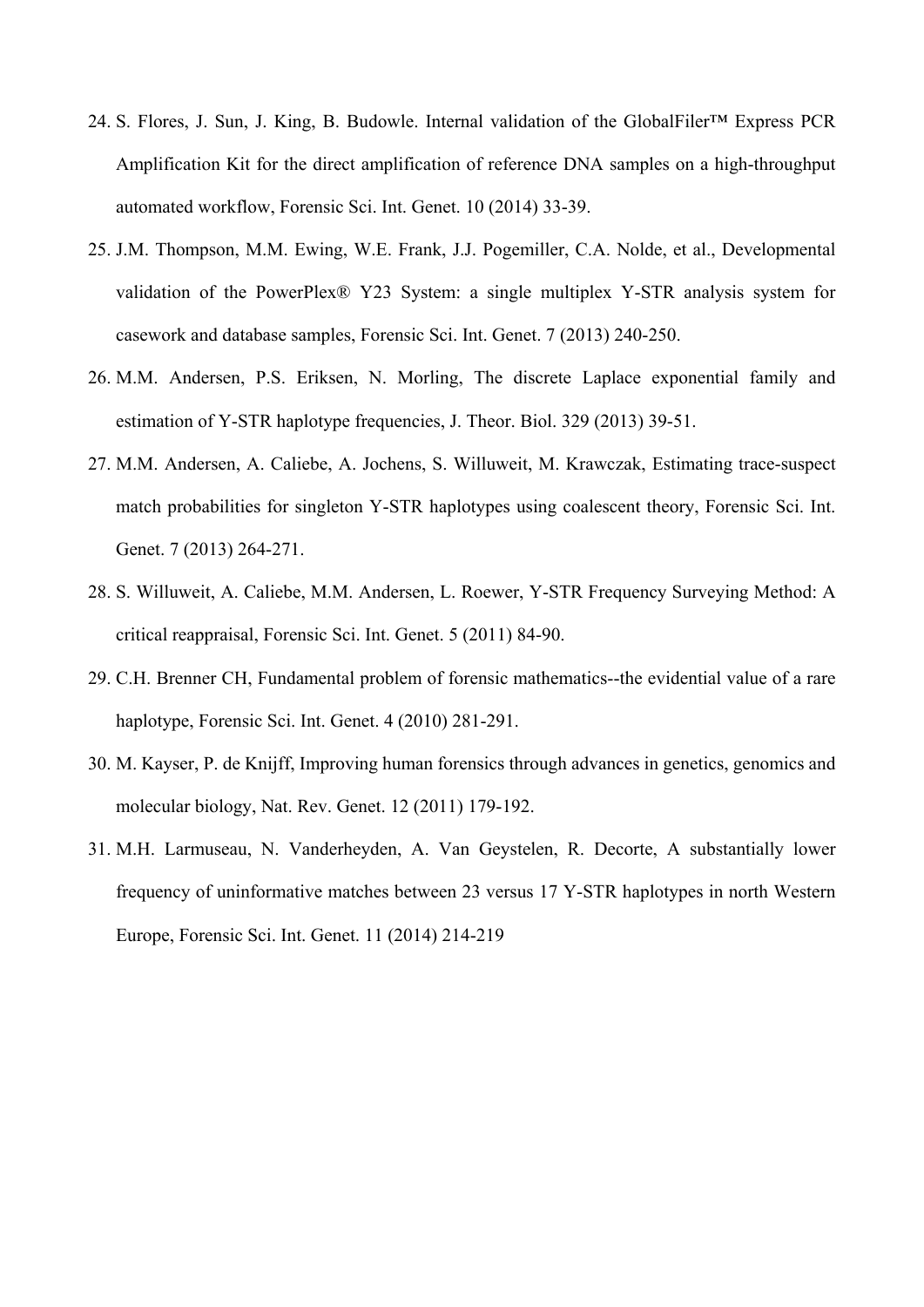24. S. Flores, J. Sun, J. King, B. Budowle. Internal validation of the GlobalFiler™ Express PCR Amplification Kit for the direct amplification of reference DNA samples on a high-throughput automated workflow, Forensic Sci. Int. Genet. 10 (2014) 33-39.
25. J.M. Thompson, M.M. Ewing, W.E. Frank, J.J. Pogemiller, C.A. Nolde, et al., Developmental validation of the PowerPlex® Y23 System: a single multiplex Y-STR analysis system for casework and database samples, Forensic Sci. Int. Genet. 7 (2013) 240-250.
26. M.M. Andersen, P.S. Eriksen, N. Morling, The discrete Laplace exponential family and estimation of Y-STR haplotype frequencies, J. Theor. Biol. 329 (2013) 39-51.
27. M.M. Andersen, A. Caliebe, A. Jochens, S. Willuweit, M. Krawczak, Estimating trace-suspect match probabilities for singleton Y-STR haplotypes using coalescent theory, Forensic Sci. Int. Genet. 7 (2013) 264-271.
28. S. Willuweit, A. Caliebe, M.M. Andersen, L. Roewer, Y-STR Frequency Surveying Method: A critical reappraisal, Forensic Sci. Int. Genet. 5 (2011) 84-90.
29. C.H. Brenner CH, Fundamental problem of forensic mathematics--the evidential value of a rare haplotype, Forensic Sci. Int. Genet. 4 (2010) 281-291.
30. M. Kayser, P. de Knijff, Improving human forensics through advances in genetics, genomics and molecular biology, Nat. Rev. Genet. 12 (2011) 179-192.
31. M.H. Larmuseau, N. Vanderheyden, A. Van Geystelen, R. Decorte, A substantially lower frequency of uninformative matches between 23 versus 17 Y-STR haplotypes in north Western Europe, Forensic Sci. Int. Genet. 11 (2014) 214-219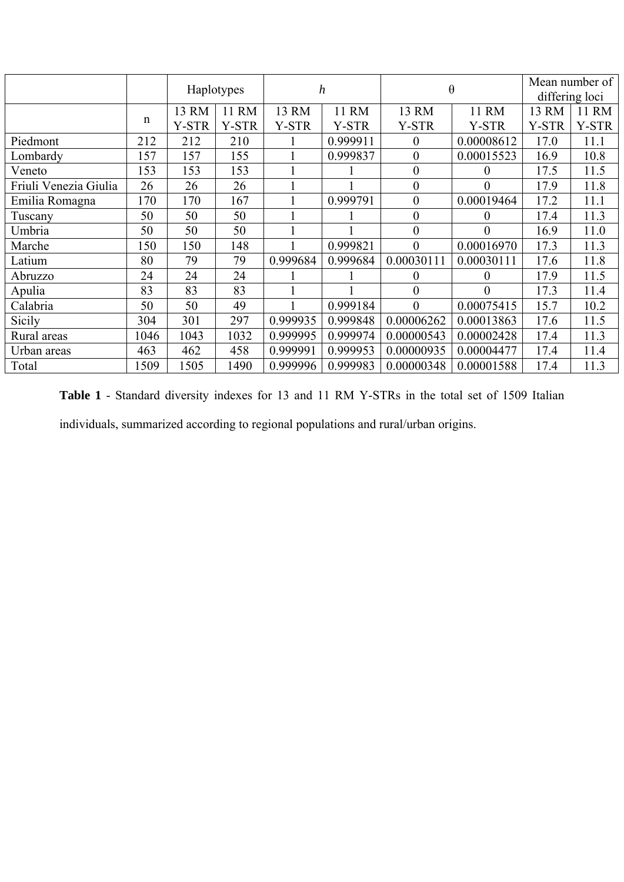| | | Haplotypes | | *h* | | θ | | Mean number of differing loci | |
|---|---|---|---|---|---|---|---|---|---|
| | n | 13 RM Y-STR | 11 RM Y-STR | 13 RM Y-STR | 11 RM Y-STR | 13 RM Y-STR | 11 RM Y-STR | 13 RM Y-STR | 11 RM Y-STR |
| Piedmont | 212 | 212 | 210 | 1 | 0.999911 | 0 | 0.00008612 | 17.0 | 11.1 |
| Lombardy | 157 | 157 | 155 | 1 | 0.999837 | 0 | 0.00015523 | 16.9 | 10.8 |
| Veneto | 153 | 153 | 153 | 1 | 1 | 0 | 0 | 17.5 | 11.5 |
| Friuli Venezia Giulia | 26 | 26 | 26 | 1 | 1 | 0 | 0 | 17.9 | 11.8 |
| Emilia Romagna | 170 | 170 | 167 | 1 | 0.999791 | 0 | 0.00019464 | 17.2 | 11.1 |
| Tuscany | 50 | 50 | 50 | 1 | 1 | 0 | 0 | 17.4 | 11.3 |
| Umbria | 50 | 50 | 50 | 1 | 1 | 0 | 0 | 16.9 | 11.0 |
| Marche | 150 | 150 | 148 | 1 | 0.999821 | 0 | 0.00016970 | 17.3 | 11.3 |
| Latium | 80 | 79 | 79 | 0.999684 | 0.999684 | 0.00030111 | 0.00030111 | 17.6 | 11.8 |
| Abruzzo | 24 | 24 | 24 | 1 | 1 | 0 | 0 | 17.9 | 11.5 |
| Apulia | 83 | 83 | 83 | 1 | 1 | 0 | 0 | 17.3 | 11.4 |
| Calabria | 50 | 50 | 49 | 1 | 0.999184 | 0 | 0.00075415 | 15.7 | 10.2 |
| Sicily | 304 | 301 | 297 | 0.999935 | 0.999848 | 0.00006262 | 0.00013863 | 17.6 | 11.5 |
| Rural areas | 1046 | 1043 | 1032 | 0.999995 | 0.999974 | 0.00000543 | 0.00002428 | 17.4 | 11.3 |
| Urban areas | 463 | 462 | 458 | 0.999991 | 0.999953 | 0.00000935 | 0.00004477 | 17.4 | 11.4 |
| Total | 1509 | 1505 | 1490 | 0.999996 | 0.999983 | 0.00000348 | 0.00001588 | 17.4 | 11.3 |

**Table 1** - Standard diversity indexes for 13 and 11 RM Y-STRs in the total set of 1509 Italian individuals, summarized according to regional populations and rural/urban origins.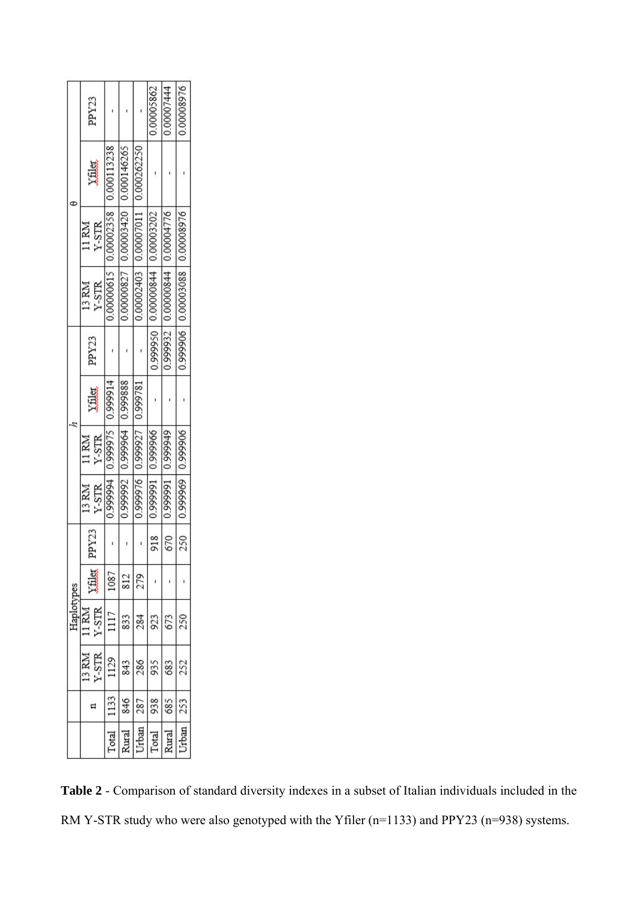| | n | Haplotypes | | | | h | | | | θ | | | |
|---|---|---|---|---|---|---|---|---|---|---|---|---|---|
| | | 13 RM Y-STR | 11 RM Y-STR | Yfiler | PPY23 | 13 RM Y-STR | 11 RM Y-STR | Yfiler | PPY23 | 13 RM Y-STR | 11 RM Y-STR | Yfiler | PPY23 |
| Total | 1133 | 1129 | 1117 | 1087 | - | 0.999994 | 0.999975 | 0.999914 | - | 0.00000615 | 0.00002358 | 0.000113238 | - |
| Rural | 846 | 843 | 833 | 812 | - | 0.999992 | 0.999964 | 0.999888 | - | 0.00000827 | 0.00003420 | 0.000146265 | - |
| Urban | 287 | 286 | 284 | 279 | - | 0.999976 | 0.999927 | 0.999781 | - | 0.00002403 | 0.00007011 | 0.000262250 | - |
| Total | 938 | 935 | 923 | - | 918 | 0.999991 | 0.999966 | - | 0.999950 | 0.00000844 | 0.00003202 | - | 0.00005862 |
| Rural | 685 | 683 | 673 | - | 670 | 0.999991 | 0.999949 | - | 0.999932 | 0.00000844 | 0.00004776 | - | 0.00007444 |
| Urban | 253 | 252 | 250 | - | 250 | 0.999969 | 0.999906 | - | 0.999906 | 0.00003088 | 0.00008976 | - | 0.00008976 |

**Table 2** - Comparison of standard diversity indexes in a subset of Italian individuals included in the RM Y-STR study who were also genotyped with the Yfiler (n=1133) and PPY23 (n=938) systems.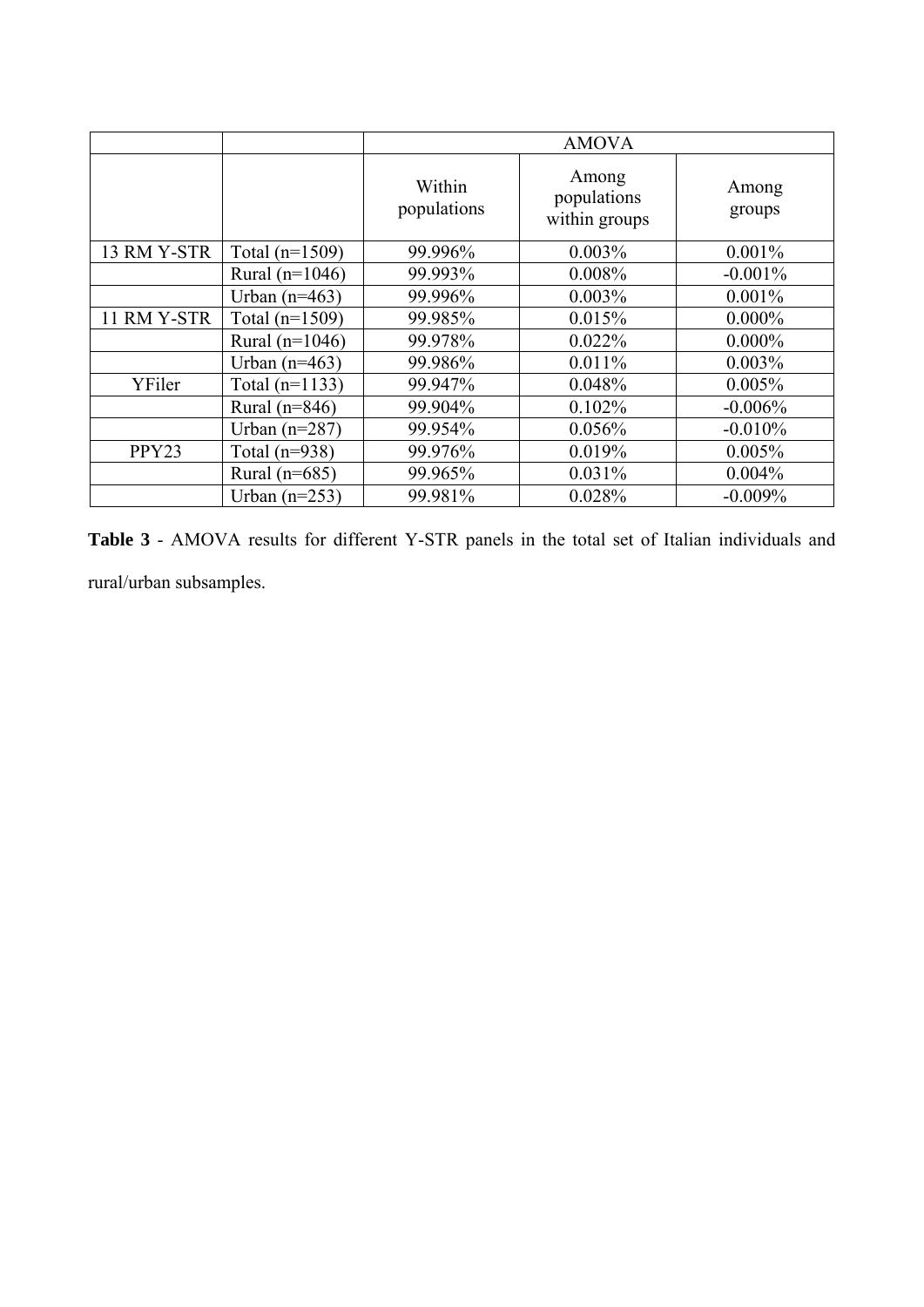| | | AMOVA | | |
|---|---|---|---|---|
| | | Within populations | Among populations within groups | Among groups |
| 13 RM Y-STR | Total (n=1509) | 99.996% | 0.003% | 0.001% |
| | Rural (n=1046) | 99.993% | 0.008% | -0.001% |
| | Urban (n=463) | 99.996% | 0.003% | 0.001% |
| 11 RM Y-STR | Total (n=1509) | 99.985% | 0.015% | 0.000% |
| | Rural (n=1046) | 99.978% | 0.022% | 0.000% |
| | Urban (n=463) | 99.986% | 0.011% | 0.003% |
| YFiler | Total (n=1133) | 99.947% | 0.048% | 0.005% |
| | Rural (n=846) | 99.904% | 0.102% | -0.006% |
| | Urban (n=287) | 99.954% | 0.056% | -0.010% |
| PPY23 | Total (n=938) | 99.976% | 0.019% | 0.005% |
| | Rural (n=685) | 99.965% | 0.031% | 0.004% |
| | Urban (n=253) | 99.981% | 0.028% | -0.009% |

**Table 3** - AMOVA results for different Y-STR panels in the total set of Italian individuals and rural/urban subsamples.